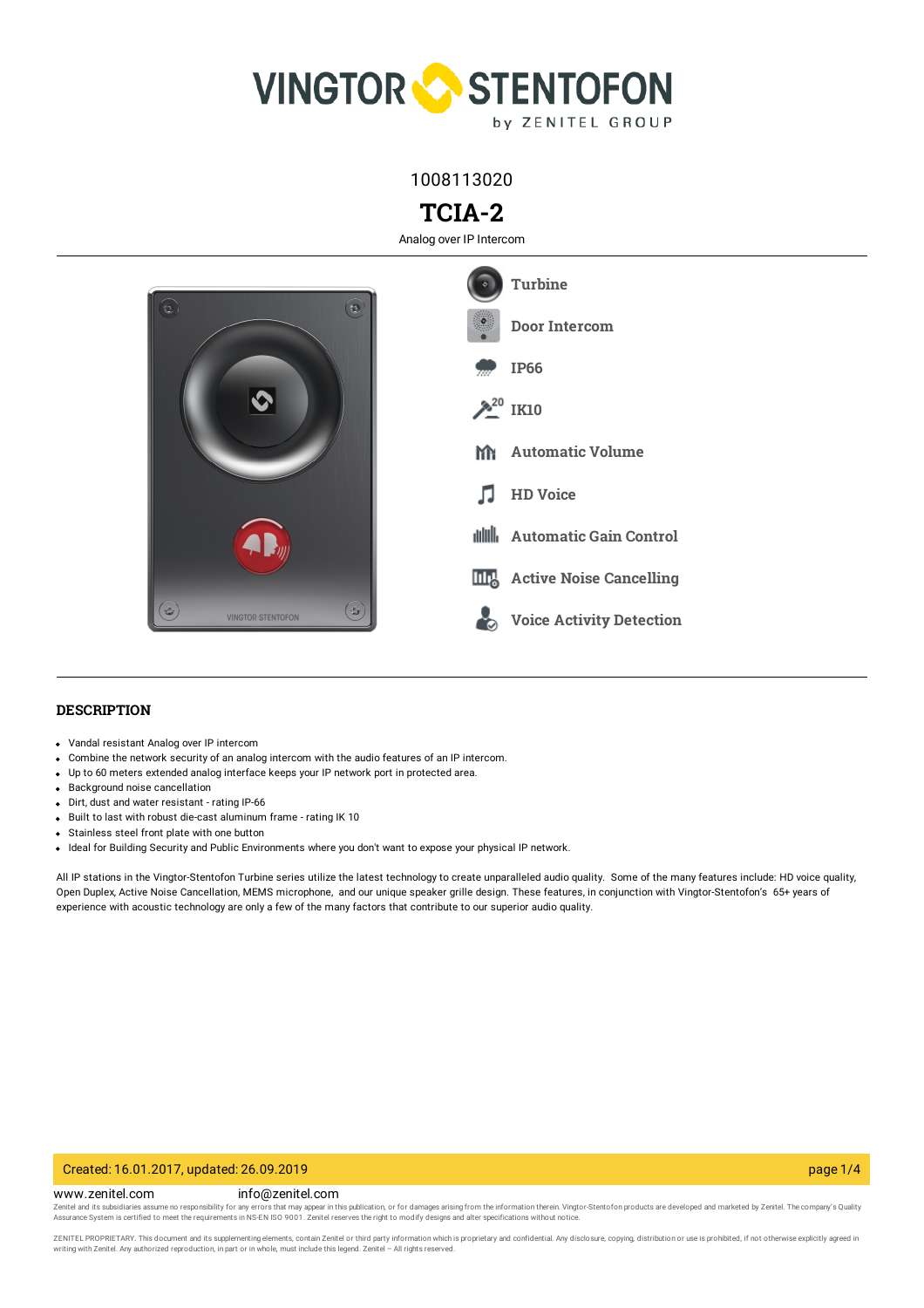1008113020

# TCIA-2

Analog over IP Intercom

- Turbine
- Door Intercom
- IP66
- IK10
- Automatic Volume
- HD Voice
- Automatic Gain Control
- Active Noise Cancelling
- Voice Activity Detection

## DESCRIPTION

- Vandal resistant Analog over IP intercom
- Combine the network security of an analog intercom with the audio features of an IP intercom.
- Up to 60 meters extended analog interface keeps your IP network port in protected area.
- Background noise cancellation
- Dirt, dust and water resistant - rating IP-66
- Built to last with robust die-cast aluminum frame - rating IK 10
- Stainless steel front plate with one button
- Ideal for Building Security and Public Environments where you don't want to expose your physical IP network.

All IP stations in the Vingtor-Stentofon Turbine series utilize the latest technology to create unparalleled audio quality. Some of the many features include: HD voice quality, Open Duplex, Active Noise Cancellation, MEMS microphone, and our unique speaker grille design. These features, in conjunction with Vingtor-Stentofon's 65+ years of experience with acoustic technology are only a few of the many factors that contribute to our superior audio quality.

Created: 16.01.2017, updated: 26.09.2019

www.zenitel.com info@zenitel.com

Zenitel and its subsidiaries assume no responsibility for any errors that may appear in this publication, or for damages arising from the information therein. Vingtor-Stentofon products are developed and marketed by Zenitel. The company's Quality Assurance System is certified to meet the requirements in NS-EN ISO 9001. Zenitel reserves the right to modify designs and alter specifications without notice.

ZENITEL PROPRIETARY. This document and its supplementing elements, contain Zenitel or third party information which is proprietary and confidential. Any disclosure, copying, distribution or use is prohibited, if not otherwise explicitly agreed in writing with Zenitel. Any authorized reproduction, in part or in whole, must include this legend. Zenitel – All rights reserved.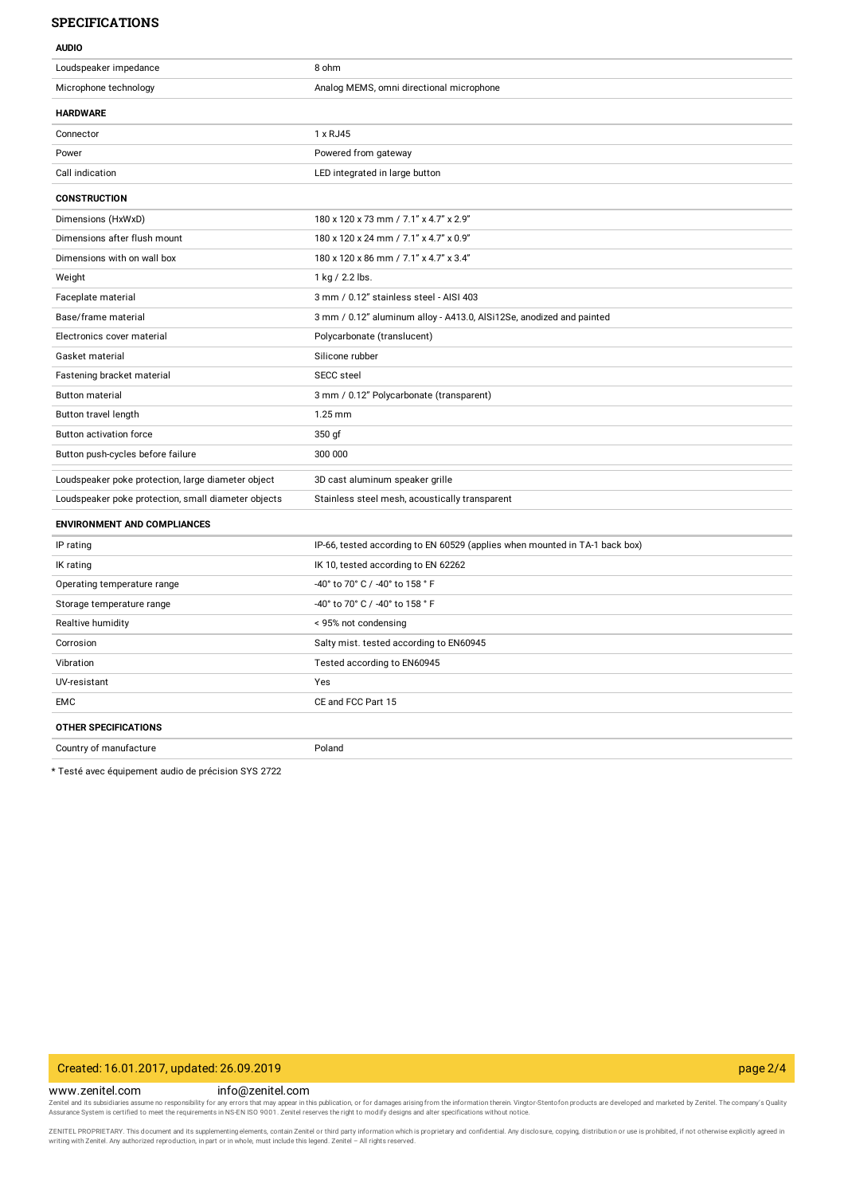## SPECIFICATIONS

### AUDIO

| | |
|---|---|
| Loudspeaker impedance | 8 ohm |
| Microphone technology | Analog MEMS, omni directional microphone |

### HARDWARE

| | |
|---|---|
| Connector | 1 x RJ45 |
| Power | Powered from gateway |
| Call indication | LED integrated in large button |

### CONSTRUCTION

| | |
|---|---|
| Dimensions (HxWxD) | 180 x 120 x 73 mm / 7.1" x 4.7" x 2.9" |
| Dimensions after flush mount | 180 x 120 x 24 mm / 7.1" x 4.7" x 0.9" |
| Dimensions with on wall box | 180 x 120 x 86 mm / 7.1" x 4.7" x 3.4" |
| Weight | 1 kg / 2.2 lbs. |
| Faceplate material | 3 mm / 0.12" stainless steel - AISI 403 |
| Base/frame material | 3 mm / 0.12" aluminum alloy - A413.0, AlSi12Se, anodized and painted |
| Electronics cover material | Polycarbonate (translucent) |
| Gasket material | Silicone rubber |
| Fastening bracket material | SECC steel |
| Button material | 3 mm / 0.12" Polycarbonate (transparent) |
| Button travel length | 1.25 mm |
| Button activation force | 350 gf |
| Button push-cycles before failure | 300 000 |
| Loudspeaker poke protection, large diameter object | 3D cast aluminum speaker grille |
| Loudspeaker poke protection, small diameter objects | Stainless steel mesh, acoustically transparent |

### ENVIRONMENT AND COMPLIANCES

| | |
|---|---|
| IP rating | IP-66, tested according to EN 60529 (applies when mounted in TA-1 back box) |
| IK rating | IK 10, tested according to EN 62262 |
| Operating temperature range | -40° to 70° C / -40° to 158 ° F |
| Storage temperature range | -40° to 70° C / -40° to 158 ° F |
| Realtive humidity | < 95% not condensing |
| Corrosion | Salty mist. tested according to EN60945 |
| Vibration | Tested according to EN60945 |
| UV-resistant | Yes |
| EMC | CE and FCC Part 15 |

### OTHER SPECIFICATIONS

| | |
|---|---|
| Country of manufacture | Poland |

* Testé avec équipement audio de précision SYS 2722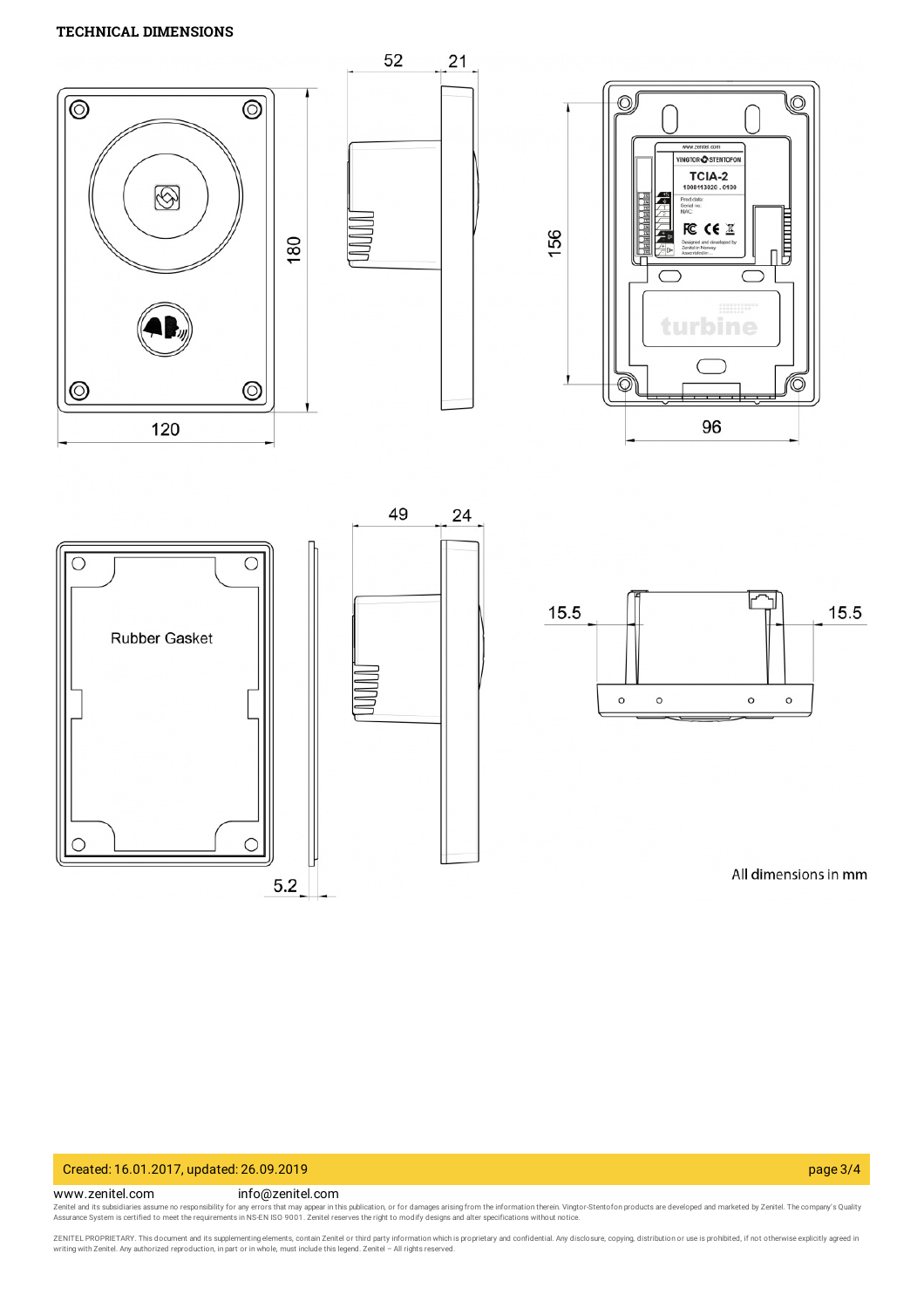# TECHNICAL DIMENSIONS

52 21

180

120

156

96

49 24

Rubber Gasket

5.2

15.5 15.5

All dimensions in mm

Created: 16.01.2017, updated: 26.09.2019

www.zenitel.com info@zenitel.com

Zenitel and its subsidiaries assume no responsibility for any errors that may appear in this publication, or for damages arising from the information therein. Vingtor-Stentofon products are developed and marketed by Zenitel. The company's Quality Assurance System is certified to meet the requirements in NS-EN ISO 9001. Zenitel reserves the right to modify designs and alter specifications without notice.

ZENITEL PROPRIETARY. This document and its supplementing elements, contain Zenitel or third party information which is proprietary and confidential. Any disclosure, copying, distribution or use is prohibited, if not otherwise explicitly agreed in writing with Zenitel. Any authorized reproduction, in part or in whole, must include this legend. Zenitel – All rights reserved.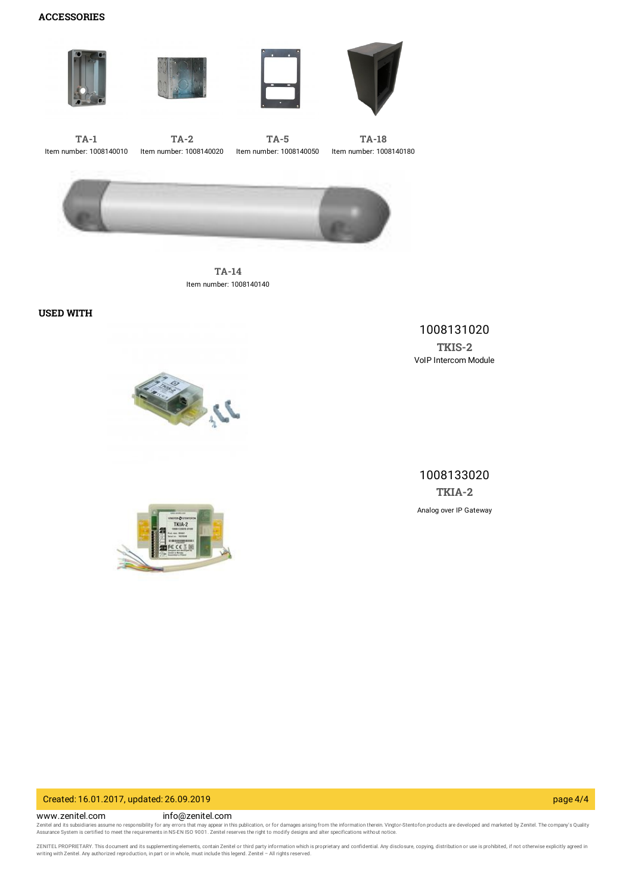## ACCESSORIES

**TA-1**
Item number: 1008140010

**TA-2**
Item number: 1008140020

**TA-5**
Item number: 1008140050

**TA-18**
Item number: 1008140180

**TA-14**
Item number: 1008140140

## USED WITH

1008131020
**TKIS-2**
VoIP Intercom Module

1008133020
**TKIA-2**
Analog over IP Gateway

Created: 16.01.2017, updated: 26.09.2019

www.zenitel.com info@zenitel.com

Zenitel and its subsidiaries assume no responsibility for any errors that may appear in this publication, or for damages arising from the information therein. Vingtor-Stentofon products are developed and marketed by Zenitel. The company's Quality Assurance System is certified to meet the requirements in NS-EN ISO 9001. Zenitel reserves the right to modify designs and alter specifications without notice.

ZENITEL PROPRIETARY. This document and its supplementing elements, contain Zenitel or third party information which is proprietary and confidential. Any disclosure, copying, distribution or use is prohibited, if not otherwise explicitly agreed in writing with Zenitel. Any authorized reproduction, in part or in whole, must include this legend. Zenitel – All rights reserved.